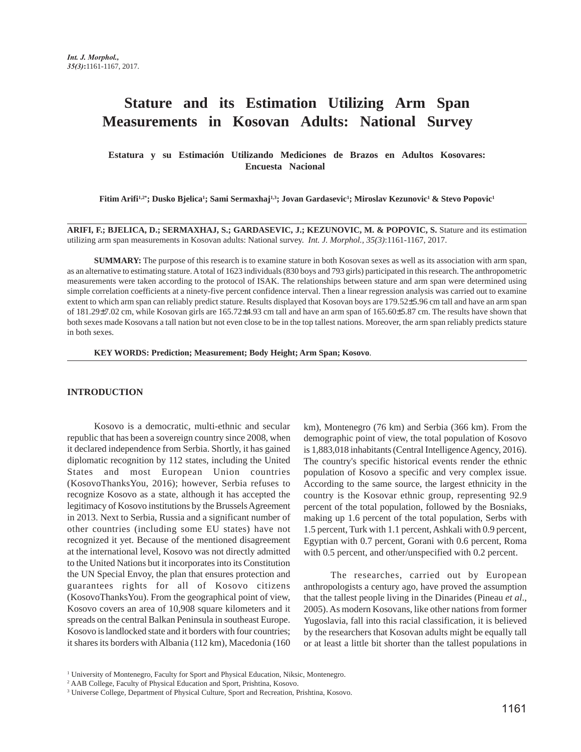# Stature and its Estimation Utilizing Arm Span Measurements in Kosovan Adults: National Survey

**Estatura y su Estimación Utilizando Mediciones de Brazos en Adultos Kosovares: Encuesta Nacional**

**Fitim Arifi[1,2*]; Dusko Bjelica[1]; Sami Sermaxhaj[1,3]; Jovan Gardasevic[1]; Miroslav Kezunovic[1] & Stevo Popovic[1]**

**ARIFI, F.; BJELICA, D.; SERMAXHAJ, S.; GARDASEVIC, J.; KEZUNOVIC, M. & POPOVIC, S.** Stature and its estimation utilizing arm span measurements in Kosovan adults: National survey. *Int. J. Morphol., 35(3)*:1161-1167, 2017.

**SUMMARY:** The purpose of this research is to examine stature in both Kosovan sexes as well as its association with arm span, as an alternative to estimating stature. A total of 1623 individuals (830 boys and 793 girls) participated in this research. The anthropometric measurements were taken according to the protocol of ISAK. The relationships between stature and arm span were determined using simple correlation coefficients at a ninety-five percent confidence interval. Then a linear regression analysis was carried out to examine extent to which arm span can reliably predict stature. Results displayed that Kosovan boys are 179.52±5.96 cm tall and have an arm span of 181.29±7.02 cm, while Kosovan girls are 165.72±4.93 cm tall and have an arm span of 165.60±5.87 cm. The results have shown that both sexes made Kosovans a tall nation but not even close to be in the top tallest nations. Moreover, the arm span reliably predicts stature in both sexes.

**KEY WORDS: Prediction; Measurement; Body Height; Arm Span; Kosovo**.

## INTRODUCTION

Kosovo is a democratic, multi-ethnic and secular republic that has been a sovereign country since 2008, when it declared independence from Serbia. Shortly, it has gained diplomatic recognition by 112 states, including the United States and most European Union countries (KosovoThanksYou, 2016); however, Serbia refuses to recognize Kosovo as a state, although it has accepted the legitimacy of Kosovo institutions by the Brussels Agreement in 2013. Next to Serbia, Russia and a significant number of other countries (including some EU states) have not recognized it yet. Because of the mentioned disagreement at the international level, Kosovo was not directly admitted to the United Nations but it incorporates into its Constitution the UN Special Envoy, the plan that ensures protection and guarantees rights for all of Kosovo citizens (KosovoThanksYou). From the geographical point of view, Kosovo covers an area of 10,908 square kilometers and it spreads on the central Balkan Peninsula in southeast Europe. Kosovo is landlocked state and it borders with four countries; it shares its borders with Albania (112 km), Macedonia (160 km), Montenegro (76 km) and Serbia (366 km). From the demographic point of view, the total population of Kosovo is 1,883,018 inhabitants (Central Intelligence Agency, 2016). The country's specific historical events render the ethnic population of Kosovo a specific and very complex issue. According to the same source, the largest ethnicity in the country is the Kosovar ethnic group, representing 92.9 percent of the total population, followed by the Bosniaks, making up 1.6 percent of the total population, Serbs with 1.5 percent, Turk with 1.1 percent, Ashkali with 0.9 percent, Egyptian with 0.7 percent, Gorani with 0.6 percent, Roma with 0.5 percent, and other/unspecified with 0.2 percent.

The researches, carried out by European anthropologists a century ago, have proved the assumption that the tallest people living in the Dinarides (Pineau *et al*., 2005). As modern Kosovans, like other nations from former Yugoslavia, fall into this racial classification, it is believed by the researchers that Kosovan adults might be equally tall or at least a little bit shorter than the tallest populations in

[1] University of Montenegro, Faculty for Sport and Physical Education, Niksic, Montenegro.
[2] AAB College, Faculty of Physical Education and Sport, Prishtina, Kosovo.
[3] Universe College, Department of Physical Culture, Sport and Recreation, Prishtina, Kosovo.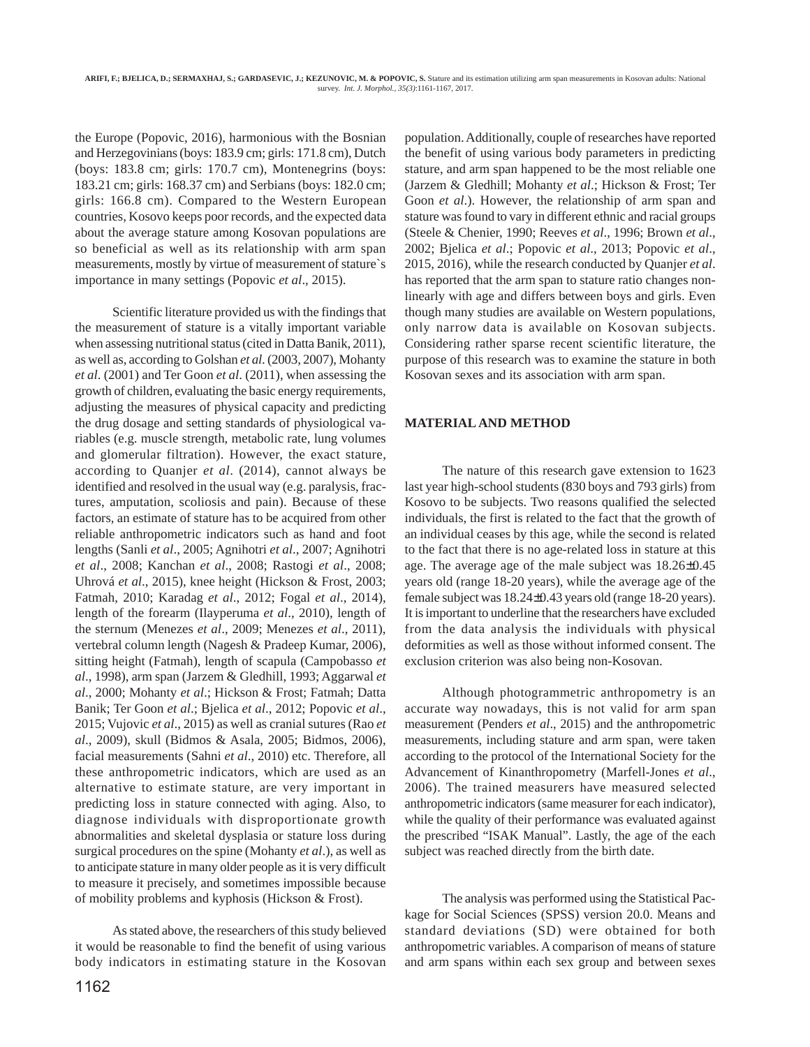the Europe (Popovic, 2016), harmonious with the Bosnian and Herzegovinians (boys: 183.9 cm; girls: 171.8 cm), Dutch (boys: 183.8 cm; girls: 170.7 cm), Montenegrins (boys: 183.21 cm; girls: 168.37 cm) and Serbians (boys: 182.0 cm; girls: 166.8 cm). Compared to the Western European countries, Kosovo keeps poor records, and the expected data about the average stature among Kosovan populations are so beneficial as well as its relationship with arm span measurements, mostly by virtue of measurement of stature`s importance in many settings (Popovic *et al*., 2015).

Scientific literature provided us with the findings that the measurement of stature is a vitally important variable when assessing nutritional status (cited in Datta Banik, 2011), as well as, according to Golshan *et al.* (2003, 2007), Mohanty *et al*. (2001) and Ter Goon *et al*. (2011), when assessing the growth of children, evaluating the basic energy requirements, adjusting the measures of physical capacity and predicting the drug dosage and setting standards of physiological variables (e.g. muscle strength, metabolic rate, lung volumes and glomerular filtration). However, the exact stature, according to Quanjer *et al*. (2014), cannot always be identified and resolved in the usual way (e.g. paralysis, fractures, amputation, scoliosis and pain). Because of these factors, an estimate of stature has to be acquired from other reliable anthropometric indicators such as hand and foot lengths (Sanli *et al*., 2005; Agnihotri *et al*., 2007; Agnihotri *et al*., 2008; Kanchan *et al*., 2008; Rastogi *et al*., 2008; Uhrová *et al*., 2015), knee height (Hickson & Frost, 2003; Fatmah, 2010; Karadag *et al*., 2012; Fogal *et al*., 2014), length of the forearm (Ilayperuma *et al*., 2010), length of the sternum (Menezes *et al*., 2009; Menezes *et al*., 2011), vertebral column length (Nagesh & Pradeep Kumar, 2006), sitting height (Fatmah), length of scapula (Campobasso *et al*., 1998), arm span (Jarzem & Gledhill, 1993; Aggarwal *et al*., 2000; Mohanty *et al*.; Hickson & Frost; Fatmah; Datta Banik; Ter Goon *et al*.; Bjelica *et al*., 2012; Popovic *et al*., 2015; Vujovic *et al*., 2015) as well as cranial sutures (Rao *et al*., 2009), skull (Bidmos & Asala, 2005; Bidmos, 2006), facial measurements (Sahni *et al*., 2010) etc. Therefore, all these anthropometric indicators, which are used as an alternative to estimate stature, are very important in predicting loss in stature connected with aging. Also, to diagnose individuals with disproportionate growth abnormalities and skeletal dysplasia or stature loss during surgical procedures on the spine (Mohanty *et al*.), as well as to anticipate stature in many older people as it is very difficult to measure it precisely, and sometimes impossible because of mobility problems and kyphosis (Hickson & Frost).

As stated above, the researchers of this study believed it would be reasonable to find the benefit of using various body indicators in estimating stature in the Kosovan population. Additionally, couple of researches have reported the benefit of using various body parameters in predicting stature, and arm span happened to be the most reliable one (Jarzem & Gledhill; Mohanty *et al*.; Hickson & Frost; Ter Goon *et al*.). However, the relationship of arm span and stature was found to vary in different ethnic and racial groups (Steele & Chenier, 1990; Reeves *et al*., 1996; Brown *et al*., 2002; Bjelica *et al*.; Popovic *et al*., 2013; Popovic *et al*., 2015, 2016), while the research conducted by Quanjer *et al*. has reported that the arm span to stature ratio changes non-linearly with age and differs between boys and girls. Even though many studies are available on Western populations, only narrow data is available on Kosovan subjects. Considering rather sparse recent scientific literature, the purpose of this research was to examine the stature in both Kosovan sexes and its association with arm span.

## MATERIAL AND METHOD

The nature of this research gave extension to 1623 last year high-school students (830 boys and 793 girls) from Kosovo to be subjects. Two reasons qualified the selected individuals, the first is related to the fact that the growth of an individual ceases by this age, while the second is related to the fact that there is no age-related loss in stature at this age. The average age of the male subject was 18.26±0.45 years old (range 18-20 years), while the average age of the female subject was 18.24±0.43 years old (range 18-20 years). It is important to underline that the researchers have excluded from the data analysis the individuals with physical deformities as well as those without informed consent. The exclusion criterion was also being non-Kosovan.

Although photogrammetric anthropometry is an accurate way nowadays, this is not valid for arm span measurement (Penders *et al*., 2015) and the anthropometric measurements, including stature and arm span, were taken according to the protocol of the International Society for the Advancement of Kinanthropometry (Marfell-Jones *et al*., 2006). The trained measurers have measured selected anthropometric indicators (same measurer for each indicator), while the quality of their performance was evaluated against the prescribed "ISAK Manual". Lastly, the age of the each subject was reached directly from the birth date.

The analysis was performed using the Statistical Package for Social Sciences (SPSS) version 20.0. Means and standard deviations (SD) were obtained for both anthropometric variables. A comparison of means of stature and arm spans within each sex group and between sexes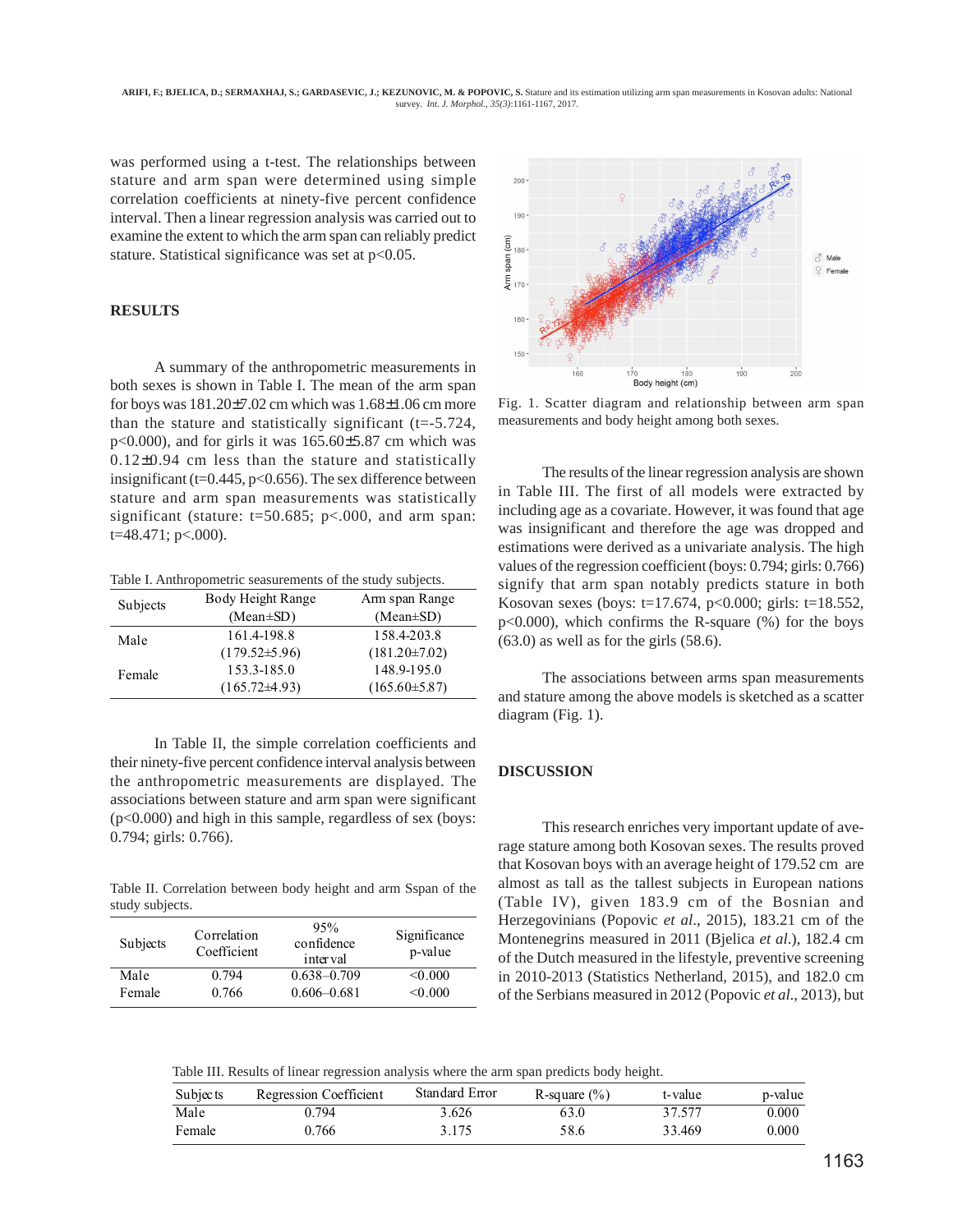was performed using a t-test. The relationships between stature and arm span were determined using simple correlation coefficients at ninety-five percent confidence interval. Then a linear regression analysis was carried out to examine the extent to which the arm span can reliably predict stature. Statistical significance was set at p<0.05.

## RESULTS

A summary of the anthropometric measurements in both sexes is shown in Table I. The mean of the arm span for boys was 181.20±7.02 cm which was 1.68±1.06 cm more than the stature and statistically significant (t=-5.724, p<0.000), and for girls it was 165.60±5.87 cm which was 0.12±0.94 cm less than the stature and statistically insignificant (t=0.445, p<0.656). The sex difference between stature and arm span measurements was statistically significant (stature: t=50.685; p<.000, and arm span: t=48.471; p<.000).

Table I. Anthropometric seasurements of the study subjects.

| Subjects | Body Height Range (Mean±SD) | Arm span Range (Mean±SD) |
|---|---|---|
| Male | 161.4-198.8 (179.52±5.96) | 158.4-203.8 (181.20±7.02) |
| Female | 153.3-185.0 (165.72±4.93) | 148.9-195.0 (165.60±5.87) |

In Table II, the simple correlation coefficients and their ninety-five percent confidence interval analysis between the anthropometric measurements are displayed. The associations between stature and arm span were significant (p<0.000) and high in this sample, regardless of sex (boys: 0.794; girls: 0.766).

Table II. Correlation between body height and arm Sspan of the study subjects.

| Subjects | Correlation Coefficient | 95% confidence interval | Significance p-value |
|---|---|---|---|
| Male | 0.794 | 0.638–0.709 | <0.000 |
| Female | 0.766 | 0.606–0.681 | <0.000 |

Fig. 1. Scatter diagram and relationship between arm span measurements and body height among both sexes.

The results of the linear regression analysis are shown in Table III. The first of all models were extracted by including age as a covariate. However, it was found that age was insignificant and therefore the age was dropped and estimations were derived as a univariate analysis. The high values of the regression coefficient (boys: 0.794; girls: 0.766) signify that arm span notably predicts stature in both Kosovan sexes (boys: t=17.674, p<0.000; girls: t=18.552, p<0.000), which confirms the R-square (%) for the boys (63.0) as well as for the girls (58.6).

The associations between arms span measurements and stature among the above models is sketched as a scatter diagram (Fig. 1).

## DISCUSSION

This research enriches very important update of average stature among both Kosovan sexes. The results proved that Kosovan boys with an average height of 179.52 cm are almost as tall as the tallest subjects in European nations (Table IV), given 183.9 cm of the Bosnian and Herzegovinians (Popovic *et al*., 2015), 183.21 cm of the Montenegrins measured in 2011 (Bjelica *et al*.), 182.4 cm of the Dutch measured in the lifestyle, preventive screening in 2010-2013 (Statistics Netherland, 2015), and 182.0 cm of the Serbians measured in 2012 (Popovic *et al*., 2013), but

Table III. Results of linear regression analysis where the arm span predicts body height.

| Subjects | Regression Coefficient | Standard Error | R-square (%) | t-value | p-value |
|---|---|---|---|---|---|
| Male | 0.794 | 3.626 | 63.0 | 37.577 | 0.000 |
| Female | 0.766 | 3.175 | 58.6 | 33.469 | 0.000 |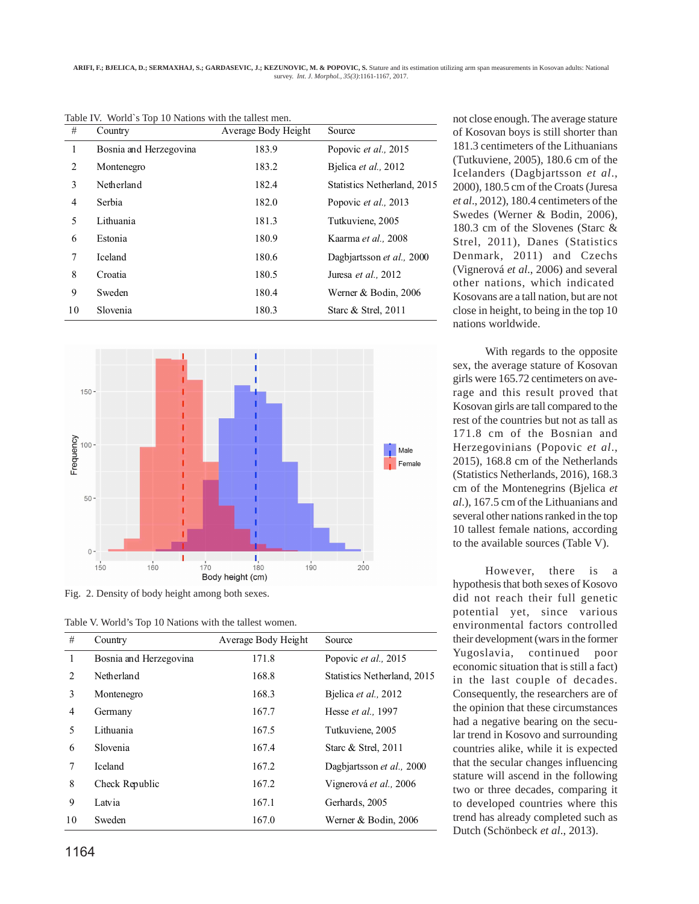Table IV. World`s Top 10 Nations with the tallest men.

| # | Country | Average Body Height | Source |
|---|---|---|---|
| 1 | Bosnia and Herzegovina | 183.9 | Popovic *et al.,* 2015 |
| 2 | Montenegro | 183.2 | Bjelica *et al.,* 2012 |
| 3 | Netherland | 182.4 | Statistics Netherland, 2015 |
| 4 | Serbia | 182.0 | Popovic *et al.,* 2013 |
| 5 | Lithuania | 181.3 | Tutkuviene, 2005 |
| 6 | Estonia | 180.9 | Kaarma *et al.,* 2008 |
| 7 | Iceland | 180.6 | Dagbjartsson *et al.,* 2000 |
| 8 | Croatia | 180.5 | Juresa *et al.,* 2012 |
| 9 | Sweden | 180.4 | Werner & Bodin, 2006 |
| 10 | Slovenia | 180.3 | Starc & Strel, 2011 |

Fig. 2. Density of body height among both sexes.

Table V. World's Top 10 Nations with the tallest women.

| # | Country | Average Body Height | Source |
|---|---|---|---|
| 1 | Bosnia and Herzegovina | 171.8 | Popovic *et al.,* 2015 |
| 2 | Netherland | 168.8 | Statistics Netherland, 2015 |
| 3 | Montenegro | 168.3 | Bjelica *et al.,* 2012 |
| 4 | Germany | 167.7 | Hesse *et al.,* 1997 |
| 5 | Lithuania | 167.5 | Tutkuviene, 2005 |
| 6 | Slovenia | 167.4 | Starc & Strel, 2011 |
| 7 | Iceland | 167.2 | Dagbjartsson *et al.,* 2000 |
| 8 | Check Republic | 167.2 | Vignerová *et al.,* 2006 |
| 9 | Latvia | 167.1 | Gerhards, 2005 |
| 10 | Sweden | 167.0 | Werner & Bodin, 2006 |

not close enough. The average stature of Kosovan boys is still shorter than 181.3 centimeters of the Lithuanians (Tutkuviene, 2005), 180.6 cm of the Icelanders (Dagbjartsson *et al.*, 2000), 180.5 cm of the Croats (Juresa *et al.*, 2012), 180.4 centimeters of the Swedes (Werner & Bodin, 2006), 180.3 cm of the Slovenes (Starc & Strel, 2011), Danes (Statistics Denmark, 2011) and Czechs (Vignerová *et al.*, 2006) and several other nations, which indicated Kosovans are a tall nation, but are not close in height, to being in the top 10 nations worldwide.

With regards to the opposite sex, the average stature of Kosovan girls were 165.72 centimeters on average and this result proved that Kosovan girls are tall compared to the rest of the countries but not as tall as 171.8 cm of the Bosnian and Herzegovinians (Popovic *et al.*, 2015), 168.8 cm of the Netherlands (Statistics Netherlands, 2016), 168.3 cm of the Montenegrins (Bjelica *et al.*), 167.5 cm of the Lithuanians and several other nations ranked in the top 10 tallest female nations, according to the available sources (Table V).

However, there is a hypothesis that both sexes of Kosovo did not reach their full genetic potential yet, since various environmental factors controlled their development (wars in the former Yugoslavia, continued poor economic situation that is still a fact) in the last couple of decades. Consequently, the researchers are of the opinion that these circumstances had a negative bearing on the secular trend in Kosovo and surrounding countries alike, while it is expected that the secular changes influencing stature will ascend in the following two or three decades, comparing it to developed countries where this trend has already completed such as Dutch (Schönbeck *et al.*, 2013).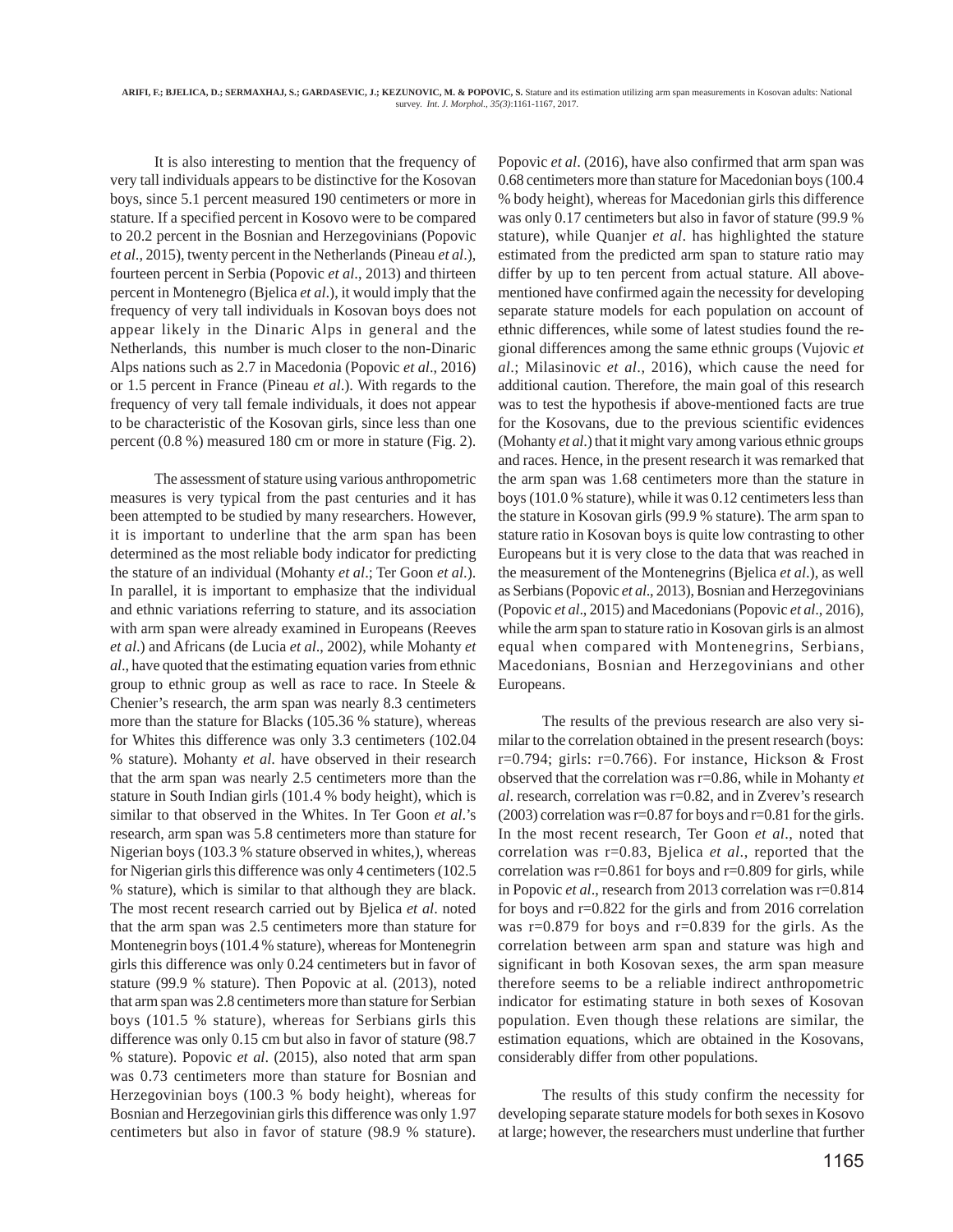It is also interesting to mention that the frequency of very tall individuals appears to be distinctive for the Kosovan boys, since 5.1 percent measured 190 centimeters or more in stature. If a specified percent in Kosovo were to be compared to 20.2 percent in the Bosnian and Herzegovinians (Popovic *et al*., 2015), twenty percent in the Netherlands (Pineau *et al*.), fourteen percent in Serbia (Popovic *et al*., 2013) and thirteen percent in Montenegro (Bjelica *et al*.), it would imply that the frequency of very tall individuals in Kosovan boys does not appear likely in the Dinaric Alps in general and the Netherlands, this number is much closer to the non-Dinaric Alps nations such as 2.7 in Macedonia (Popovic *et al*., 2016) or 1.5 percent in France (Pineau *et al*.). With regards to the frequency of very tall female individuals, it does not appear to be characteristic of the Kosovan girls, since less than one percent (0.8 %) measured 180 cm or more in stature (Fig. 2).

The assessment of stature using various anthropometric measures is very typical from the past centuries and it has been attempted to be studied by many researchers. However, it is important to underline that the arm span has been determined as the most reliable body indicator for predicting the stature of an individual (Mohanty *et al*.; Ter Goon *et al*.). In parallel, it is important to emphasize that the individual and ethnic variations referring to stature, and its association with arm span were already examined in Europeans (Reeves *et al*.) and Africans (de Lucia *et al*., 2002), while Mohanty *et al*., have quoted that the estimating equation varies from ethnic group to ethnic group as well as race to race. In Steele & Chenier's research, the arm span was nearly 8.3 centimeters more than the stature for Blacks (105.36 % stature), whereas for Whites this difference was only 3.3 centimeters (102.04 % stature). Mohanty *et al*. have observed in their research that the arm span was nearly 2.5 centimeters more than the stature in South Indian girls (101.4 % body height), which is similar to that observed in the Whites. In Ter Goon *et al*.'s research, arm span was 5.8 centimeters more than stature for Nigerian boys (103.3 % stature observed in whites,), whereas for Nigerian girls this difference was only 4 centimeters (102.5 % stature), which is similar to that although they are black. The most recent research carried out by Bjelica *et al*. noted that the arm span was 2.5 centimeters more than stature for Montenegrin boys (101.4 % stature), whereas for Montenegrin girls this difference was only 0.24 centimeters but in favor of stature (99.9 % stature). Then Popovic at al. (2013), noted that arm span was 2.8 centimeters more than stature for Serbian boys (101.5 % stature), whereas for Serbians girls this difference was only 0.15 cm but also in favor of stature (98.7 % stature). Popovic *et al*. (2015), also noted that arm span was 0.73 centimeters more than stature for Bosnian and Herzegovinian boys (100.3 % body height), whereas for Bosnian and Herzegovinian girls this difference was only 1.97 centimeters but also in favor of stature (98.9 % stature). Popovic *et al*. (2016), have also confirmed that arm span was 0.68 centimeters more than stature for Macedonian boys (100.4 % body height), whereas for Macedonian girls this difference was only 0.17 centimeters but also in favor of stature (99.9 % stature), while Quanjer *et al*. has highlighted the stature estimated from the predicted arm span to stature ratio may differ by up to ten percent from actual stature. All above-mentioned have confirmed again the necessity for developing separate stature models for each population on account of ethnic differences, while some of latest studies found the regional differences among the same ethnic groups (Vujovic *et al*.; Milasinovic *et al*., 2016), which cause the need for additional caution. Therefore, the main goal of this research was to test the hypothesis if above-mentioned facts are true for the Kosovans, due to the previous scientific evidences (Mohanty *et al*.) that it might vary among various ethnic groups and races. Hence, in the present research it was remarked that the arm span was 1.68 centimeters more than the stature in boys (101.0 % stature), while it was 0.12 centimeters less than the stature in Kosovan girls (99.9 % stature). The arm span to stature ratio in Kosovan boys is quite low contrasting to other Europeans but it is very close to the data that was reached in the measurement of the Montenegrins (Bjelica *et al*.), as well as Serbians (Popovic *et al*., 2013), Bosnian and Herzegovinians (Popovic *et al*., 2015) and Macedonians (Popovic *et al*., 2016), while the arm span to stature ratio in Kosovan girls is an almost equal when compared with Montenegrins, Serbians, Macedonians, Bosnian and Herzegovinians and other Europeans.

The results of the previous research are also very similar to the correlation obtained in the present research (boys: r=0.794; girls: r=0.766). For instance, Hickson & Frost observed that the correlation was r=0.86, while in Mohanty *et al*. research, correlation was r=0.82, and in Zverev's research (2003) correlation was r=0.87 for boys and r=0.81 for the girls. In the most recent research, Ter Goon *et al*., noted that correlation was r=0.83, Bjelica *et al*., reported that the correlation was r=0.861 for boys and r=0.809 for girls, while in Popovic *et al*., research from 2013 correlation was r=0.814 for boys and r=0.822 for the girls and from 2016 correlation was r=0.879 for boys and r=0.839 for the girls. As the correlation between arm span and stature was high and significant in both Kosovan sexes, the arm span measure therefore seems to be a reliable indirect anthropometric indicator for estimating stature in both sexes of Kosovan population. Even though these relations are similar, the estimation equations, which are obtained in the Kosovans, considerably differ from other populations.

The results of this study confirm the necessity for developing separate stature models for both sexes in Kosovo at large; however, the researchers must underline that further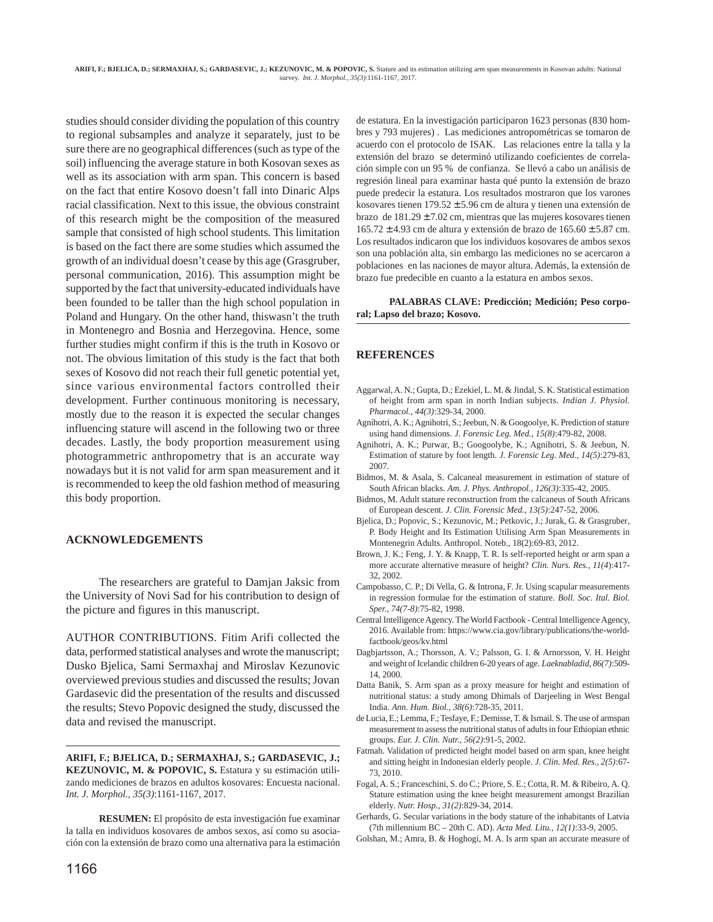studies should consider dividing the population of this country to regional subsamples and analyze it separately, just to be sure there are no geographical differences (such as type of the soil) influencing the average stature in both Kosovan sexes as well as its association with arm span. This concern is based on the fact that entire Kosovo doesn't fall into Dinaric Alps racial classification. Next to this issue, the obvious constraint of this research might be the composition of the measured sample that consisted of high school students. This limitation is based on the fact there are some studies which assumed the growth of an individual doesn't cease by this age (Grasgruber, personal communication, 2016). This assumption might be supported by the fact that university-educated individuals have been founded to be taller than the high school population in Poland and Hungary. On the other hand, thiswasn't the truth in Montenegro and Bosnia and Herzegovina. Hence, some further studies might confirm if this is the truth in Kosovo or not. The obvious limitation of this study is the fact that both sexes of Kosovo did not reach their full genetic potential yet, since various environmental factors controlled their development. Further continuous monitoring is necessary, mostly due to the reason it is expected the secular changes influencing stature will ascend in the following two or three decades. Lastly, the body proportion measurement using photogrammetric anthropometry that is an accurate way nowadays but it is not valid for arm span measurement and it is recommended to keep the old fashion method of measuring this body proportion.

## ACKNOWLEDGEMENTS

The researchers are grateful to Damjan Jaksic from the University of Novi Sad for his contribution to design of the picture and figures in this manuscript.

AUTHOR CONTRIBUTIONS. Fitim Arifi collected the data, performed statistical analyses and wrote the manuscript; Dusko Bjelica, Sami Sermaxhaj and Miroslav Kezunovic overviewed previous studies and discussed the results; Jovan Gardasevic did the presentation of the results and discussed the results; Stevo Popovic designed the study, discussed the data and revised the manuscript.

---

**ARIFI, F.; BJELICA, D.; SERMAXHAJ, S.; GARDASEVIC, J.; KEZUNOVIC, M. & POPOVIC, S.** Estatura y su estimación utilizando mediciones de brazos en adultos kosovares: Encuesta nacional. *Int. J. Morphol., 35(3)*:1161-1167, 2017.

**RESUMEN:** El propósito de esta investigación fue examinar la talla en individuos kosovares de ambos sexos, así como su asociación con la extensión de brazo como una alternativa para la estimación de estatura. En la investigación participaron 1623 personas (830 hombres y 793 mujeres) . Las mediciones antropométricas se tomaron de acuerdo con el protocolo de ISAK. Las relaciones entre la talla y la extensión del brazo se determinó utilizando coeficientes de correlación simple con un 95 % de confianza. Se llevó a cabo un análisis de regresión lineal para examinar hasta qué punto la extensión de brazo puede predecir la estatura. Los resultados mostraron que los varones kosovares tienen 179.52 ± 5.96 cm de altura y tienen una extensión de brazo de 181.29 ± 7.02 cm, mientras que las mujeres kosovares tienen 165.72 ± 4.93 cm de altura y extensión de brazo de 165.60 ± 5.87 cm. Los resultados indicaron que los individuos kosovares de ambos sexos son una población alta, sin embargo las mediciones no se acercaron a poblaciones en las naciones de mayor altura. Además, la extensión de brazo fue predecible en cuanto a la estatura en ambos sexos.

**PALABRAS CLAVE: Predicción; Medición; Peso corporal; Lapso del brazo; Kosovo.**

---

## REFERENCES

Aggarwal, A. N.; Gupta, D.; Ezekiel, L. M. & Jindal, S. K. Statistical estimation of height from arm span in north Indian subjects. *Indian J. Physiol. Pharmacol., 44(3)*:329-34, 2000.

Agnihotri, A. K.; Agnihotri, S.; Jeebun, N. & Googoolye, K. Prediction of stature using hand dimensions. *J. Forensic Leg. Med., 15(8)*:479-82, 2008.

Agnihotri, A. K.; Purwar, B.; Googoolybe, K.; Agnihotri, S. & Jeebun, N. Estimation of stature by foot length. *J. Forensic Leg. Med., 14(5)*:279-83, 2007.

Bidmos, M. & Asala, S. Calcaneal measurement in estimation of stature of South African blacks. *Am. J. Phys. Anthropol., 126(3)*:335-42, 2005.

Bidmos, M. Adult stature reconstruction from the calcaneus of South Africans of European descent. *J. Clin. Forensic Med., 13(5)*:247-52, 2006.

Bjelica, D.; Popovic, S.; Kezunovic, M.; Petkovic, J.; Jurak, G. & Grasgruber, P. Body Height and Its Estimation Utilising Arm Span Measurements in Montenegrin Adults. Anthropol. Noteb., 18(2):69-83, 2012.

Brown, J. K.; Feng, J. Y. & Knapp, T. R. Is self-reported height or arm span a more accurate alternative measure of height? *Clin. Nurs. Res., 11(4)*:417-32, 2002.

Campobasso, C. P.; Di Vella, G. & Introna, F. Jr. Using scapular measurements in regression formulae for the estimation of stature. *Boll. Soc. Ital. Biol. Sper., 74(7-8)*:75-82, 1998.

Central Intelligence Agency. The World Factbook - Central Intelligence Agency, 2016. Available from: https://www.cia.gov/library/publications/the-world-factbook/geos/kv.html

Dagbjartsson, A.; Thorsson, A. V.; Palsson, G. I. & Arnorsson, V. H. Height and weight of Icelandic children 6-20 years of age. *Laeknabladid, 86(7)*:509-14, 2000.

Datta Banik, S. Arm span as a proxy measure for height and estimation of nutritional status: a study among Dhimals of Darjeeling in West Bengal India. *Ann. Hum. Biol., 38(6)*:728-35, 2011.

de Lucia, E.; Lemma, F.; Tesfaye, F.; Demisse, T. & Ismail. S. The use of armspan measurement to assess the nutritional status of adults in four Ethiopian ethnic groups. *Eur. J. Clin. Nutr., 56(2)*:91-5, 2002.

Fatmah. Validation of predicted height model based on arm span, knee height and sitting height in Indonesian elderly people. *J. Clin. Med. Res., 2(5)*:67-73, 2010.

Fogal, A. S.; Franceschini, S. do C.; Priore, S. E.; Cotta, R. M. & Ribeiro, A. Q. Stature estimation using the knee height measurement amongst Brazilian elderly. *Nutr. Hosp., 31(2)*:829-34, 2014.

Gerhards, G. Secular variations in the body stature of the inhabitants of Latvia (7th millennium BC – 20th C. AD). *Acta Med. Litu., 12(1)*:33-9, 2005.

Golshan, M.; Amra, B. & Hoghogi, M. A. Is arm span an accurate measure of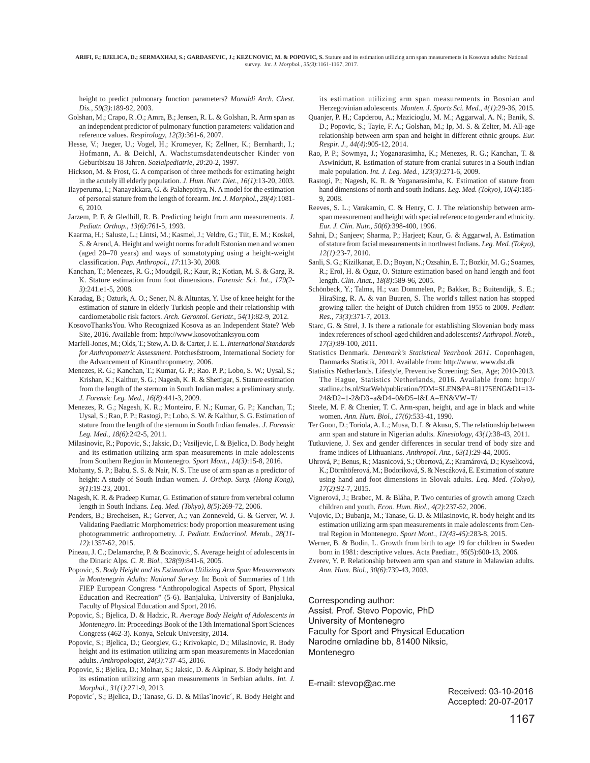height to predict pulmonary function parameters? *Monaldi Arch. Chest. Dis., 59(3)*:189-92, 2003.

Golshan, M.; Crapo, R .O.; Amra, B.; Jensen, R. L. & Golshan, R. Arm span as an independent predictor of pulmonary function parameters: validation and reference values. *Respirology, 12(3)*:361-6, 2007.

Hesse, V.; Jaeger, U.; Vogel, H.; Kromeyer, K; Zellner, K.; Bernhardt, I.; Hofmann, A. & Deichl, A. Wachstumsdatendeutscher Kinder von Geburtbiszu 18 Jahren. *Sozialpediatrie, 20*:20-2, 1997.

Hickson, M. & Frost, G. A comparison of three methods for estimating height in the acutely ill elderly population. *J. Hum. Nutr. Diet., 16(1)*:13-20, 2003.

Ilayperuma, I.; Nanayakkara, G. & Palahepitiya, N. A model for the estimation of personal stature from the length of forearm. *Int. J. Morphol., 28(4)*:1081-6, 2010.

Jarzem, P. F. & Gledhill, R. B. Predicting height from arm measurements. *J. Pediatr. Orthop., 13(6)*:761-5, 1993.

Kaarma, H.; Saluste, L.; Lintsi, M.; Kasmel, J.; Veldre, G.; Tiit, E. M.; Koskel, S. & Arend, A. Height and weight norms for adult Estonian men and women (aged 20–70 years) and ways of somatotyping using a height-weight classification. *Pap. Anthropol., 17*:113-30, 2008.

Kanchan, T.; Menezes, R. G.; Moudgil, R.; Kaur, R.; Kotian, M. S. & Garg, R. K. Stature estimation from foot dimensions. *Forensic Sci. Int., 179(2-3)*:241.e1-5, 2008.

Karadag, B.; Ozturk, A. O.; Sener, N. & Altuntas, Y. Use of knee height for the estimation of stature in elderly Turkish people and their relationship with cardiometabolic risk factors. *Arch. Gerontol. Geriatr., 54(1)*:82-9, 2012.

KosovoThanksYou. Who Recognized Kosova as an Independent State? Web Site, 2016. Available from: http://www.kosovothanksyou.com

Marfell-Jones, M.; Olds, T.; Stew, A. D. & Carter, J. E. L. *International Standards for Anthropometric Assessment*. Potchesfstroom, International Society for the Advancement of Kinanthropometry, 2006.

Menezes, R. G.; Kanchan, T.; Kumar, G. P.; Rao. P. P.; Lobo, S. W.; Uysal, S.; Krishan, K.; Kalthur, S. G.; Nagesh, K. R. & Shettigar, S. Stature estimation from the length of the sternum in South Indian males: a preliminary study. *J. Forensic Leg. Med., 16(8)*:441-3, 2009.

Menezes, R. G.; Nagesh, K. R.; Monteiro, F. N.; Kumar, G. P.; Kanchan, T.; Uysal, S.; Rao, P. P.; Rastogi, P.; Lobo, S. W. & Kalthur, S. G. Estimation of stature from the length of the sternum in South Indian females. *J. Forensic Leg. Med., 18(6)*:242-5, 2011.

Milasinovic, R.; Popovic, S.; Jaksic, D.; Vasiljevic, I. & Bjelica, D. Body height and its estimation utilizing arm span measurements in male adolescents from Southern Region in Montenegro. *Sport Mont., 14(3)*:15-8, 2016.

Mohanty, S. P.; Babu, S. S. & Nair, N. S. The use of arm span as a predictor of height: A study of South Indian women. *J. Orthop. Surg. (Hong Kong), 9(1)*:19-23, 2001.

Nagesh, K. R. & Pradeep Kumar, G. Estimation of stature from vertebral column length in South Indians. *Leg. Med. (Tokyo), 8(5)*:269-72, 2006.

Penders, B.; Brecheisen, R.; Gerver, A.; van Zonneveld, G. & Gerver, W. J. Validating Paediatric Morphometrics: body proportion measurement using photogrammetric anthropometry. *J. Pediatr. Endocrinol. Metab., 28(11-12)*:1357-62, 2015.

Pineau, J. C.; Delamarche, P. & Bozinovic, S. Average height of adolescents in the Dinaric Alps. *C. R. Biol., 328(9)*:841-6, 2005.

Popovic, S. *Body Height and its Estimation Utilizing Arm Span Measurements in Montenegrin Adults: National Survey.* In: Book of Summaries of 11th FIEP European Congress "Anthropological Aspects of Sport, Physical Education and Recreation" (5-6). Banjaluka, University of Banjaluka, Faculty of Physical Education and Sport, 2016.

Popovic, S.; Bjelica, D. & Hadzic, R. *Average Body Height of Adolescents in Montenegro*. In: Proceedings Book of the 13th International Sport Sciences Congress (462-3). Konya, Selcuk University, 2014.

Popovic, S.; Bjelica, D.; Georgiev, G.; Krivokapic, D.; Milasinovic, R. Body height and its estimation utilizing arm span measurements in Macedonian adults. *Anthropologist, 24(3)*:737-45, 2016.

Popovic, S.; Bjelica, D.; Molnar, S.; Jaksic, D. & Akpinar, S. Body height and its estimation utilizing arm span measurements in Serbian adults. *Int. J. Morphol., 31(1)*:271-9, 2013.

Popovic´, S.; Bjelica, D.; Tanase, G. D. & Milasˇinovic´, R. Body Height and its estimation utilizing arm span measurements in Bosnian and Herzegovinian adolescents. *Monten. J. Sports Sci. Med., 4(1)*:29-36, 2015.

Quanjer, P. H.; Capderou, A.; Mazicioglu, M. M.; Aggarwal, A. N.; Banik, S. D.; Popovic, S.; Tayie, F. A.; Golshan, M.; Ip, M. S. & Zelter, M. All-age relationship between arm span and height in different ethnic groups. *Eur. Respir. J., 44(4)*:905-12, 2014.

Rao, P. P.; Sowmya, J.; Yoganarasimha, K.; Menezes, R. G.; Kanchan, T. & Aswinidutt, R. Estimation of stature from cranial sutures in a South Indian male population. *Int. J. Leg. Med., 123(3)*:271-6, 2009.

Rastogi, P.; Nagesh, K. R. & Yoganarasimha, K. Estimation of stature from hand dimensions of north and south Indians. *Leg. Med. (Tokyo), 10(4)*:185-9, 2008.

Reeves, S. L.; Varakamin, C. & Henry, C. J. The relationship between arm-span measurement and height with special reference to gender and ethnicity. *Eur. J. Clin. Nutr., 50(6)*:398-400, 1996.

Sahni, D.; Sanjeev; Sharma, P.; Harjeet; Kaur, G. & Aggarwal, A. Estimation of stature from facial measurements in northwest Indians. *Leg. Med. (Tokyo), 12(1)*:23-7, 2010.

Sanli, S. G.; Kizilkanat, E. D.; Boyan, N.; Ozsahin, E. T.; Bozkir, M. G.; Soames, R.; Erol, H. & Oguz, O. Stature estimation based on hand length and foot length. *Clin. Anat., 18(8)*:589-96, 2005.

Schönbeck, Y.; Talma, H.; van Dommelen, P.; Bakker, B.; Buitendijk, S. E.; HiraSing, R. A. & van Buuren, S. The world's tallest nation has stopped growing taller: the height of Dutch children from 1955 to 2009. *Pediatr. Res., 73(3)*:371-7, 2013.

Starc, G. & Strel, J. Is there a rationale for establishing Slovenian body mass index references of school-aged children and adolescents? *Anthropol. Noteb., 17(3)*:89-100, 2011.

Statistics Denmark. *Denmark's Statistical Yearbook 2011*. Copenhagen, Danmarks Statistik, 2011. Available from: http://www. www.dst.dk

Statistics Netherlands. Lifestyle, Preventive Screening; Sex, Age; 2010-2013. The Hague, Statistics Netherlands, 2016. Available from: http://statline.cbs.nl/StatWeb/publication/?DM=SLEN&PA=81175ENG&D1=13-24&D2=1-2&D3=a&D4=0&D5=l&LA=EN&VW=T/

Steele, M. F. & Chenier, T. C. Arm-span, height, and age in black and white women. *Ann. Hum. Biol., 17(6)*:533-41, 1990.

Ter Goon, D.; Toriola, A. L.; Musa, D. I. & Akusu, S. The relationship between arm span and stature in Nigerian adults. *Kinesiology, 43(1)*:38-43, 2011.

Tutkuviene, J. Sex and gender differences in secular trend of body size and frame indices of Lithuanians. *Anthropol. Anz., 63(1)*:29-44, 2005.

Uhrová, P.; Benus, R.; Masnicová, S.; Obertová, Z.; Kramárová, D.; Kyselicová, K.; Dörnhöferová, M.; Bodoriková, S. & Nescáková, E. Estimation of stature using hand and foot dimensions in Slovak adults. *Leg. Med. (Tokyo), 17(2)*:92-7, 2015.

Vignerová, J.; Brabec, M. & Bláha, P. Two centuries of growth among Czech children and youth. *Econ. Hum. Biol., 4(2)*:237-52, 2006.

Vujovic, D.; Bubanja, M.; Tanase, G. D. & Milasinovic, R. body height and its estimation utilizing arm span measurements in male adolescents from Central Region in Montenegro. *Sport Mont., 12(43-45)*:283-8, 2015.

Werner, B. & Bodin, L. Growth from birth to age 19 for children in Sweden born in 1981: descriptive values. Acta Paediatr., 95(5):600-13, 2006.

Zverev, Y. P. Relationship between arm span and stature in Malawian adults. *Ann. Hum. Biol., 30(6)*:739-43, 2003.

Corresponding author:
Assist. Prof. Stevo Popovic, PhD
University of Montenegro
Faculty for Sport and Physical Education
Narodne omladine bb, 81400 Niksic,
Montenegro

E-mail: stevop@ac.me

Received: 03-10-2016
Accepted: 20-07-2017